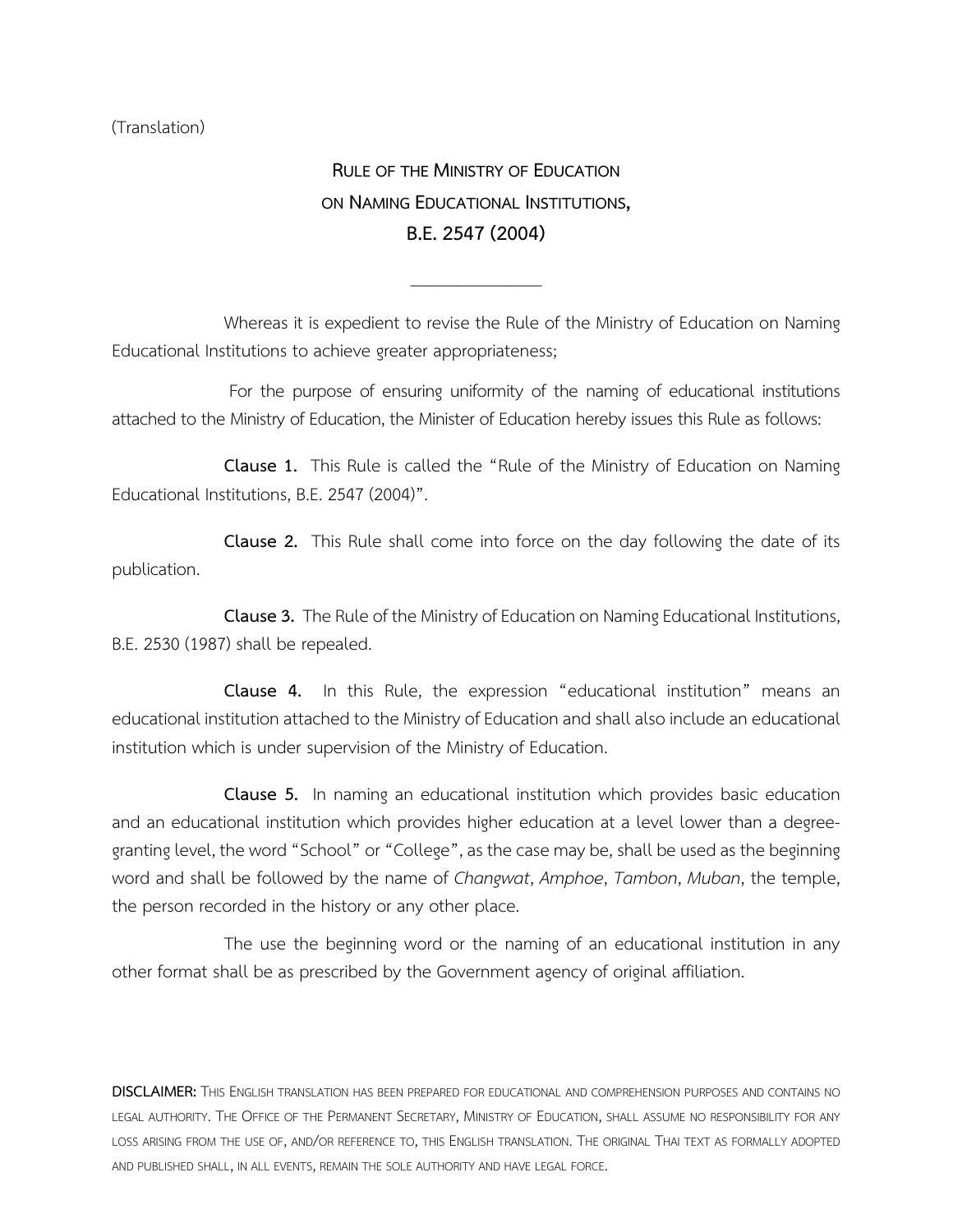(Translation)

# RULE OF THE MINISTRY OF EDUCATION ON NAMING EDUCATIONAL INSTITUTIONS, B.E. 2547 (2004)

---

Whereas it is expedient to revise the Rule of the Ministry of Education on Naming Educational Institutions to achieve greater appropriateness;

For the purpose of ensuring uniformity of the naming of educational institutions attached to the Ministry of Education, the Minister of Education hereby issues this Rule as follows:

**Clause 1.** This Rule is called the "Rule of the Ministry of Education on Naming Educational Institutions, B.E. 2547 (2004)".

**Clause 2.** This Rule shall come into force on the day following the date of its publication.

**Clause 3.** The Rule of the Ministry of Education on Naming Educational Institutions, B.E. 2530 (1987) shall be repealed.

**Clause 4.** In this Rule, the expression "educational institution" means an educational institution attached to the Ministry of Education and shall also include an educational institution which is under supervision of the Ministry of Education.

**Clause 5.** In naming an educational institution which provides basic education and an educational institution which provides higher education at a level lower than a degree-granting level, the word "School" or "College", as the case may be, shall be used as the beginning word and shall be followed by the name of *Changwat*, *Amphoe*, *Tambon*, *Muban*, the temple, the person recorded in the history or any other place.

The use the beginning word or the naming of an educational institution in any other format shall be as prescribed by the Government agency of original affiliation.

**DISCLAIMER:** THIS ENGLISH TRANSLATION HAS BEEN PREPARED FOR EDUCATIONAL AND COMPREHENSION PURPOSES AND CONTAINS NO LEGAL AUTHORITY. THE OFFICE OF THE PERMANENT SECRETARY, MINISTRY OF EDUCATION, SHALL ASSUME NO RESPONSIBILITY FOR ANY LOSS ARISING FROM THE USE OF, AND/OR REFERENCE TO, THIS ENGLISH TRANSLATION. THE ORIGINAL THAI TEXT AS FORMALLY ADOPTED AND PUBLISHED SHALL, IN ALL EVENTS, REMAIN THE SOLE AUTHORITY AND HAVE LEGAL FORCE.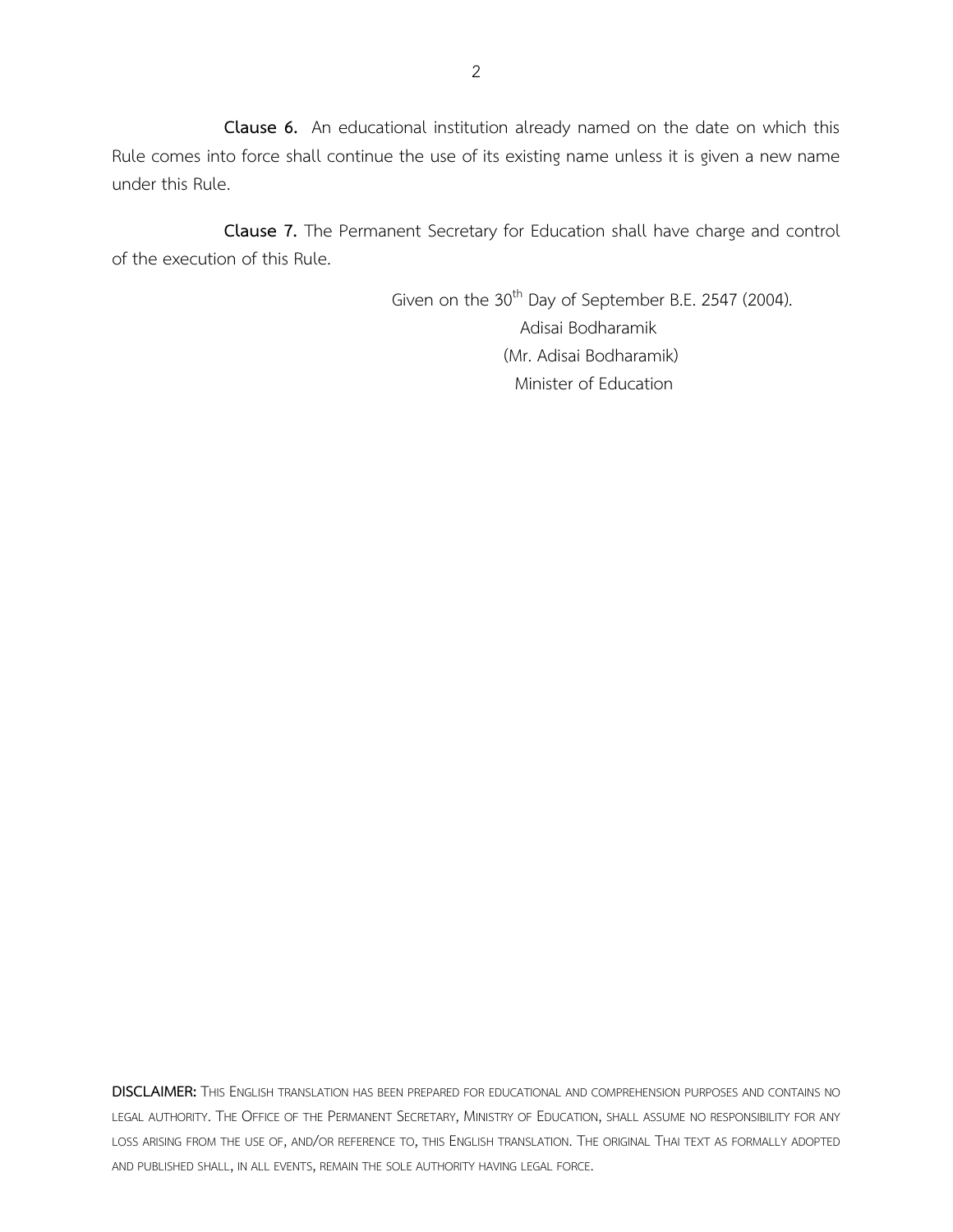**Clause 6.** An educational institution already named on the date on which this Rule comes into force shall continue the use of its existing name unless it is given a new name under this Rule.

**Clause 7.** The Permanent Secretary for Education shall have charge and control of the execution of this Rule.

Given on the 30th Day of September B.E. 2547 (2004).

Adisai Bodharamik

(Mr. Adisai Bodharamik)

Minister of Education

**DISCLAIMER:** THIS ENGLISH TRANSLATION HAS BEEN PREPARED FOR EDUCATIONAL AND COMPREHENSION PURPOSES AND CONTAINS NO LEGAL AUTHORITY. THE OFFICE OF THE PERMANENT SECRETARY, MINISTRY OF EDUCATION, SHALL ASSUME NO RESPONSIBILITY FOR ANY LOSS ARISING FROM THE USE OF, AND/OR REFERENCE TO, THIS ENGLISH TRANSLATION. THE ORIGINAL THAI TEXT AS FORMALLY ADOPTED AND PUBLISHED SHALL, IN ALL EVENTS, REMAIN THE SOLE AUTHORITY HAVING LEGAL FORCE.